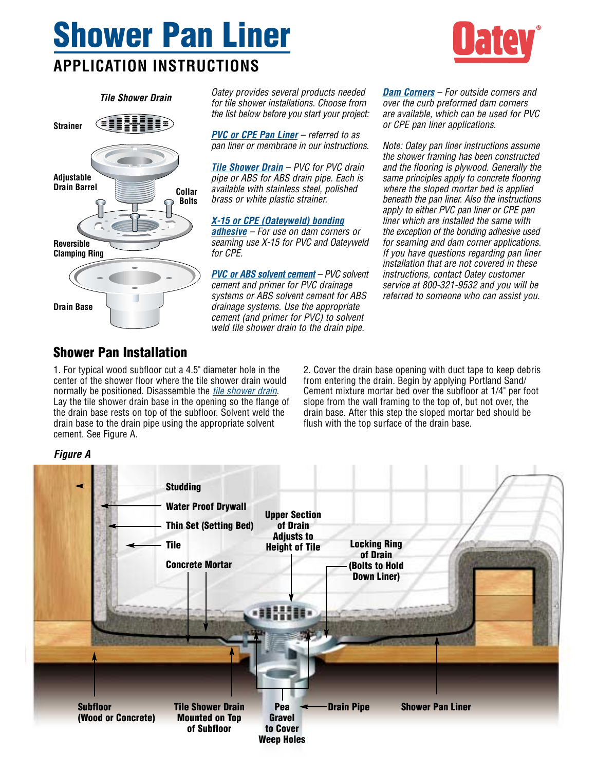# Shower Pan Liner

## APPLICATION INSTRUCTIONS

*Tile Shower Drain*

Strainer

Adjustable Drain Barrel

Collar Bolts

Reversible Clamping Ring

Drain Base

*Oatey provides several products needed for tile shower installations. Choose from the list below before you start your project:*

***PVC or CPE Pan Liner*** *– referred to as pan liner or membrane in our instructions.*

***Tile Shower Drain*** *– PVC for PVC drain pipe or ABS for ABS drain pipe. Each is available with stainless steel, polished brass or white plastic strainer.*

***X-15 or CPE (Oateyweld) bonding adhesive*** *– For use on dam corners or seaming use X-15 for PVC and Oateyweld for CPE.*

***PVC or ABS solvent cement*** *– PVC solvent cement and primer for PVC drainage systems or ABS solvent cement for ABS drainage systems. Use the appropriate cement (and primer for PVC) to solvent weld tile shower drain to the drain pipe.*

***Dam Corners*** *– For outside corners and over the curb preformed dam corners are available, which can be used for PVC or CPE pan liner applications.*

*Note: Oatey pan liner instructions assume the shower framing has been constructed and the flooring is plywood. Generally the same principles apply to concrete flooring where the sloped mortar bed is applied beneath the pan liner. Also the instructions apply to either PVC pan liner or CPE pan liner which are installed the same with the exception of the bonding adhesive used for seaming and dam corner applications. If you have questions regarding pan liner installation that are not covered in these instructions, contact Oatey customer service at 800-321-9532 and you will be referred to someone who can assist you.*

## Shower Pan Installation

1. For typical wood subfloor cut a 4.5" diameter hole in the center of the shower floor where the tile shower drain would normally be positioned. Disassemble the *tile shower drain*. Lay the tile shower drain base in the opening so the flange of the drain base rests on top of the subfloor. Solvent weld the drain base to the drain pipe using the appropriate solvent cement. See Figure A.

2. Cover the drain base opening with duct tape to keep debris from entering the drain. Begin by applying Portland Sand/ Cement mixture mortar bed over the subfloor at 1/4" per foot slope from the wall framing to the top of, but not over, the drain base. After this step the sloped mortar bed should be flush with the top surface of the drain base.

***Figure A***

Studding

Water Proof Drywall

Thin Set (Setting Bed)

Tile

Concrete Mortar

Upper Section of Drain Adjusts to Height of Tile

Locking Ring of Drain (Bolts to Hold Down Liner)

Subfloor (Wood or Concrete)

Tile Shower Drain Mounted on Top of Subfloor

Pea Gravel to Cover Weep Holes

Drain Pipe

Shower Pan Liner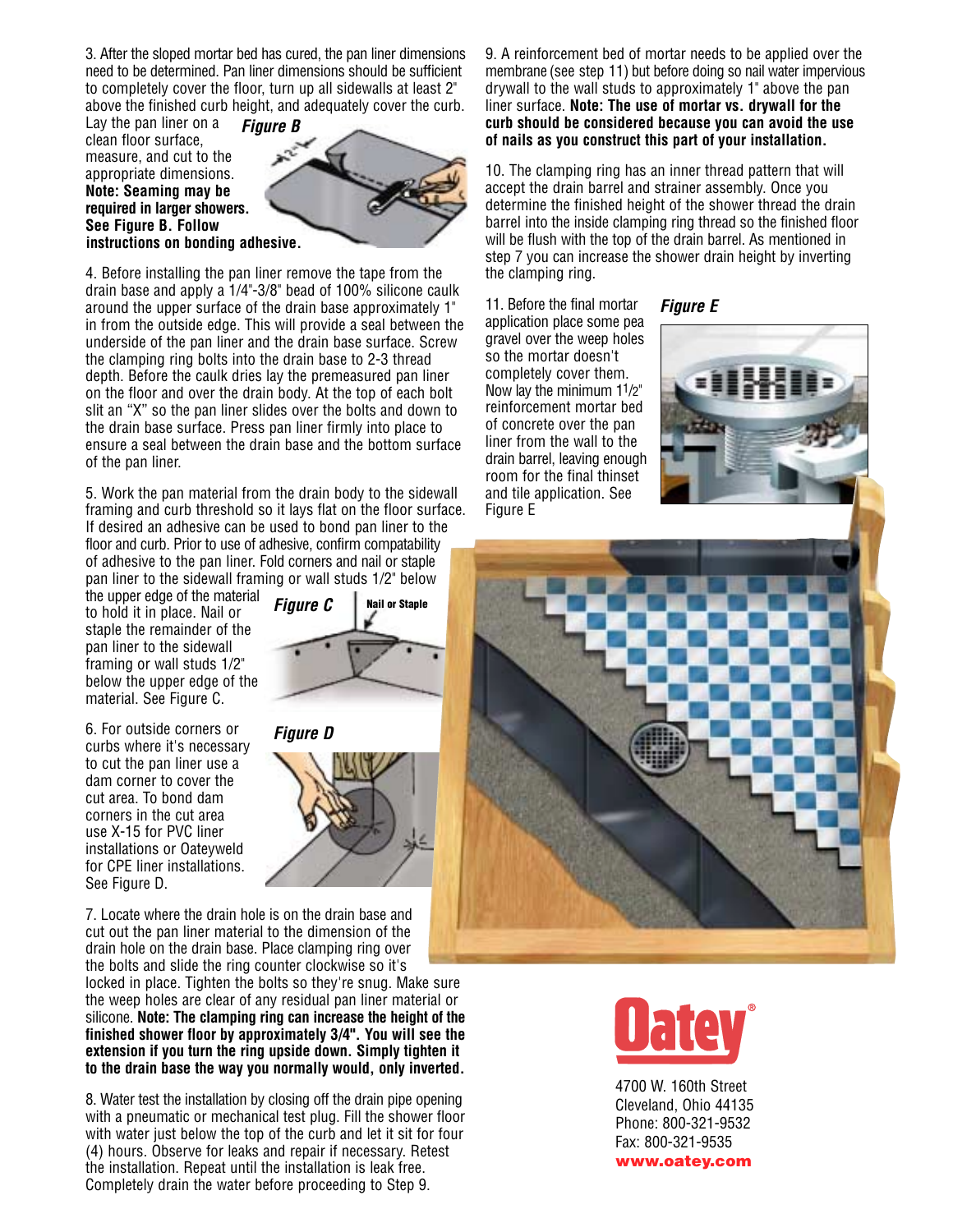3. After the sloped mortar bed has cured, the pan liner dimensions need to be determined. Pan liner dimensions should be sufficient to completely cover the floor, turn up all sidewalls at least 2" above the finished curb height, and adequately cover the curb. Lay the pan liner on a clean floor surface, measure, and cut to the appropriate dimensions. **Note: Seaming may be required in larger showers. See Figure B. Follow instructions on bonding adhesive.**

***Figure B***

4. Before installing the pan liner remove the tape from the drain base and apply a 1/4"-3/8" bead of 100% silicone caulk around the upper surface of the drain base approximately 1" in from the outside edge. This will provide a seal between the underside of the pan liner and the drain base surface. Screw the clamping ring bolts into the drain base to 2-3 thread depth. Before the caulk dries lay the premeasured pan liner on the floor and over the drain body. At the top of each bolt slit an "X" so the pan liner slides over the bolts and down to the drain base surface. Press pan liner firmly into place to ensure a seal between the drain base and the bottom surface of the pan liner.

5. Work the pan material from the drain body to the sidewall framing and curb threshold so it lays flat on the floor surface. If desired an adhesive can be used to bond pan liner to the floor and curb. Prior to use of adhesive, confirm compatability of adhesive to the pan liner. Fold corners and nail or staple pan liner to the sidewall framing or wall studs 1/2" below the upper edge of the material to hold it in place. Nail or staple the remainder of the pan liner to the sidewall framing or wall studs 1/2" below the upper edge of the material. See Figure C.

***Figure C***

Nail or Staple

6. For outside corners or curbs where it's necessary to cut the pan liner use a dam corner to cover the cut area. To bond dam corners in the cut area use X-15 for PVC liner installations or Oateyweld for CPE liner installations. See Figure D.

***Figure D***

7. Locate where the drain hole is on the drain base and cut out the pan liner material to the dimension of the drain hole on the drain base. Place clamping ring over the bolts and slide the ring counter clockwise so it's locked in place. Tighten the bolts so they're snug. Make sure the weep holes are clear of any residual pan liner material or silicone. **Note: The clamping ring can increase the height of the finished shower floor by approximately 3/4". You will see the extension if you turn the ring upside down. Simply tighten it to the drain base the way you normally would, only inverted.**

8. Water test the installation by closing off the drain pipe opening with a pneumatic or mechanical test plug. Fill the shower floor with water just below the top of the curb and let it sit for four (4) hours. Observe for leaks and repair if necessary. Retest the installation. Repeat until the installation is leak free. Completely drain the water before proceeding to Step 9.

9. A reinforcement bed of mortar needs to be applied over the membrane (see step 11) but before doing so nail water impervious drywall to the wall studs to approximately 1" above the pan liner surface. **Note: The use of mortar vs. drywall for the curb should be considered because you can avoid the use of nails as you construct this part of your installation.**

10. The clamping ring has an inner thread pattern that will accept the drain barrel and strainer assembly. Once you determine the finished height of the shower thread the drain barrel into the inside clamping ring thread so the finished floor will be flush with the top of the drain barrel. As mentioned in step 7 you can increase the shower drain height by inverting the clamping ring.

11. Before the final mortar application place some pea gravel over the weep holes so the mortar doesn't completely cover them. Now lay the minimum 1 1/2" reinforcement mortar bed of concrete over the pan liner from the wall to the drain barrel, leaving enough room for the final thinset and tile application. See Figure E

***Figure E***

Oatey®

4700 W. 160th Street
Cleveland, Ohio 44135
Phone: 800-321-9532
Fax: 800-321-9535
www.oatey.com